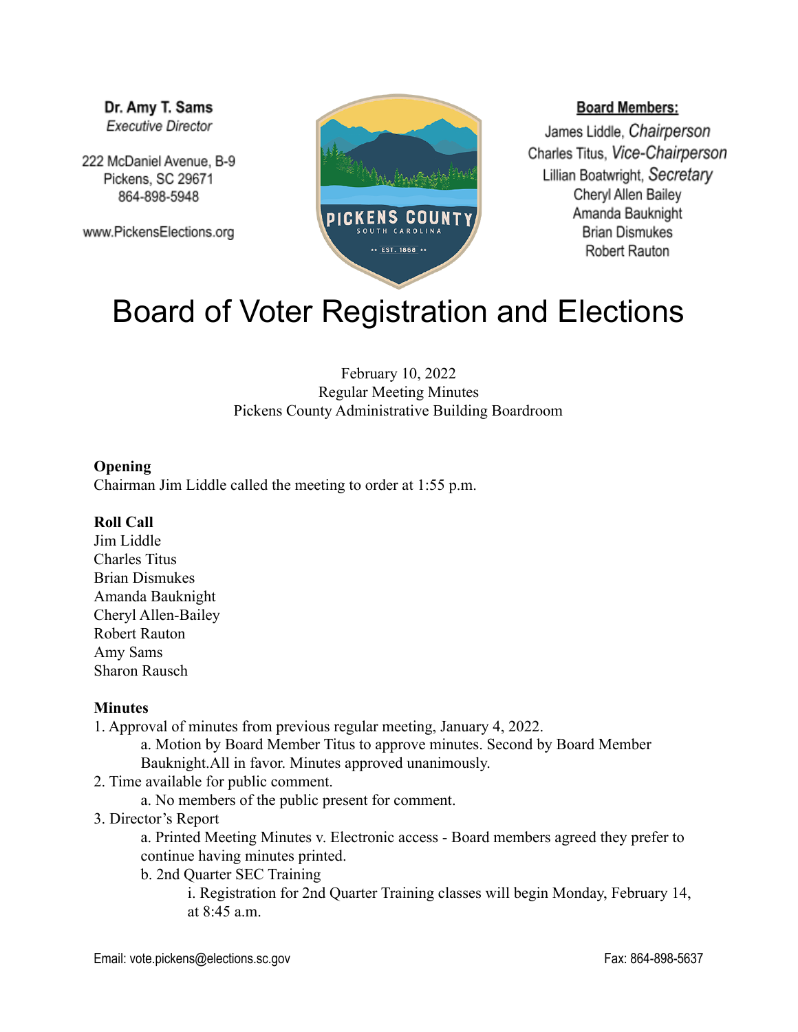**Dr. Amy T. Sams**
*Executive Director*

222 McDaniel Avenue, B-9
Pickens, SC 29671
864-898-5948

www.PickensElections.org

**Board Members:**

James Liddle, *Chairperson*
Charles Titus, *Vice-Chairperson*
Lillian Boatwright, *Secretary*
Cheryl Allen Bailey
Amanda Bauknight
Brian Dismukes
Robert Rauton

# Board of Voter Registration and Elections

February 10, 2022
Regular Meeting Minutes
Pickens County Administrative Building Boardroom

**Opening**
Chairman Jim Liddle called the meeting to order at 1:55 p.m.

**Roll Call**
Jim Liddle
Charles Titus
Brian Dismukes
Amanda Bauknight
Cheryl Allen-Bailey
Robert Rauton
Amy Sams
Sharon Rausch

**Minutes**

1. Approval of minutes from previous regular meeting, January 4, 2022.
    a. Motion by Board Member Titus to approve minutes. Second by Board Member Bauknight.All in favor. Minutes approved unanimously.
2. Time available for public comment.
    a. No members of the public present for comment.
3. Director's Report
    a. Printed Meeting Minutes v. Electronic access - Board members agreed they prefer to continue having minutes printed.
    b. 2nd Quarter SEC Training
        i. Registration for 2nd Quarter Training classes will begin Monday, February 14, at 8:45 a.m.

Email: vote.pickens@elections.sc.gov
Fax: 864-898-5637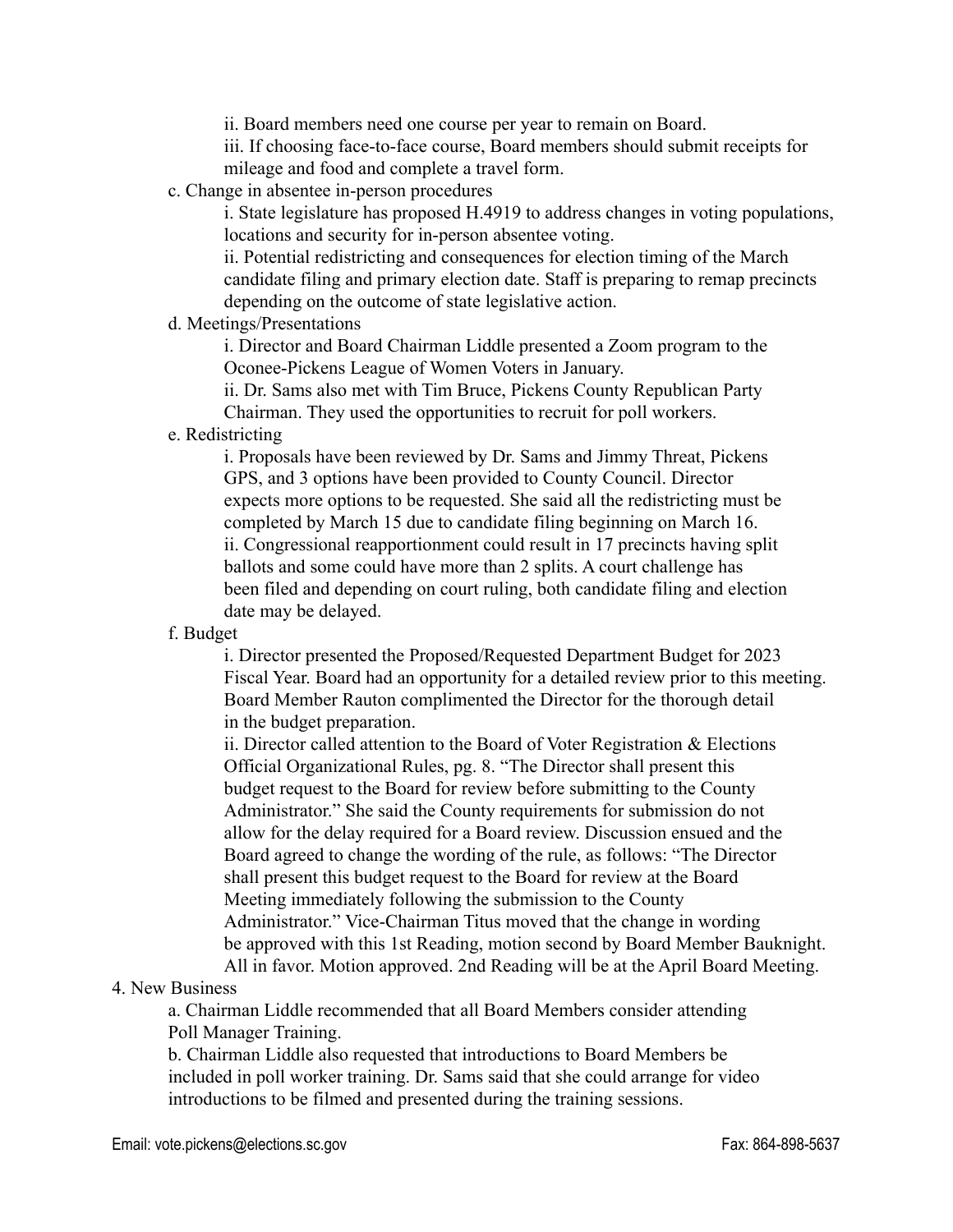ii. Board members need one course per year to remain on Board.
iii. If choosing face-to-face course, Board members should submit receipts for mileage and food and complete a travel form.

c. Change in absentee in-person procedures

i. State legislature has proposed H.4919 to address changes in voting populations, locations and security for in-person absentee voting.
ii. Potential redistricting and consequences for election timing of the March candidate filing and primary election date. Staff is preparing to remap precincts depending on the outcome of state legislative action.

d. Meetings/Presentations

i. Director and Board Chairman Liddle presented a Zoom program to the Oconee-Pickens League of Women Voters in January.
ii. Dr. Sams also met with Tim Bruce, Pickens County Republican Party Chairman. They used the opportunities to recruit for poll workers.

e. Redistricting

i. Proposals have been reviewed by Dr. Sams and Jimmy Threat, Pickens GPS, and 3 options have been provided to County Council. Director expects more options to be requested. She said all the redistricting must be completed by March 15 due to candidate filing beginning on March 16.
ii. Congressional reapportionment could result in 17 precincts having split ballots and some could have more than 2 splits. A court challenge has been filed and depending on court ruling, both candidate filing and election date may be delayed.

f. Budget

i. Director presented the Proposed/Requested Department Budget for 2023 Fiscal Year. Board had an opportunity for a detailed review prior to this meeting. Board Member Rauton complimented the Director for the thorough detail in the budget preparation.
ii. Director called attention to the Board of Voter Registration & Elections Official Organizational Rules, pg. 8. "The Director shall present this budget request to the Board for review before submitting to the County Administrator." She said the County requirements for submission do not allow for the delay required for a Board review. Discussion ensued and the Board agreed to change the wording of the rule, as follows: "The Director shall present this budget request to the Board for review at the Board Meeting immediately following the submission to the County Administrator." Vice-Chairman Titus moved that the change in wording be approved with this 1st Reading, motion second by Board Member Bauknight. All in favor. Motion approved. 2nd Reading will be at the April Board Meeting.

4. New Business

a. Chairman Liddle recommended that all Board Members consider attending Poll Manager Training.
b. Chairman Liddle also requested that introductions to Board Members be included in poll worker training. Dr. Sams said that she could arrange for video introductions to be filmed and presented during the training sessions.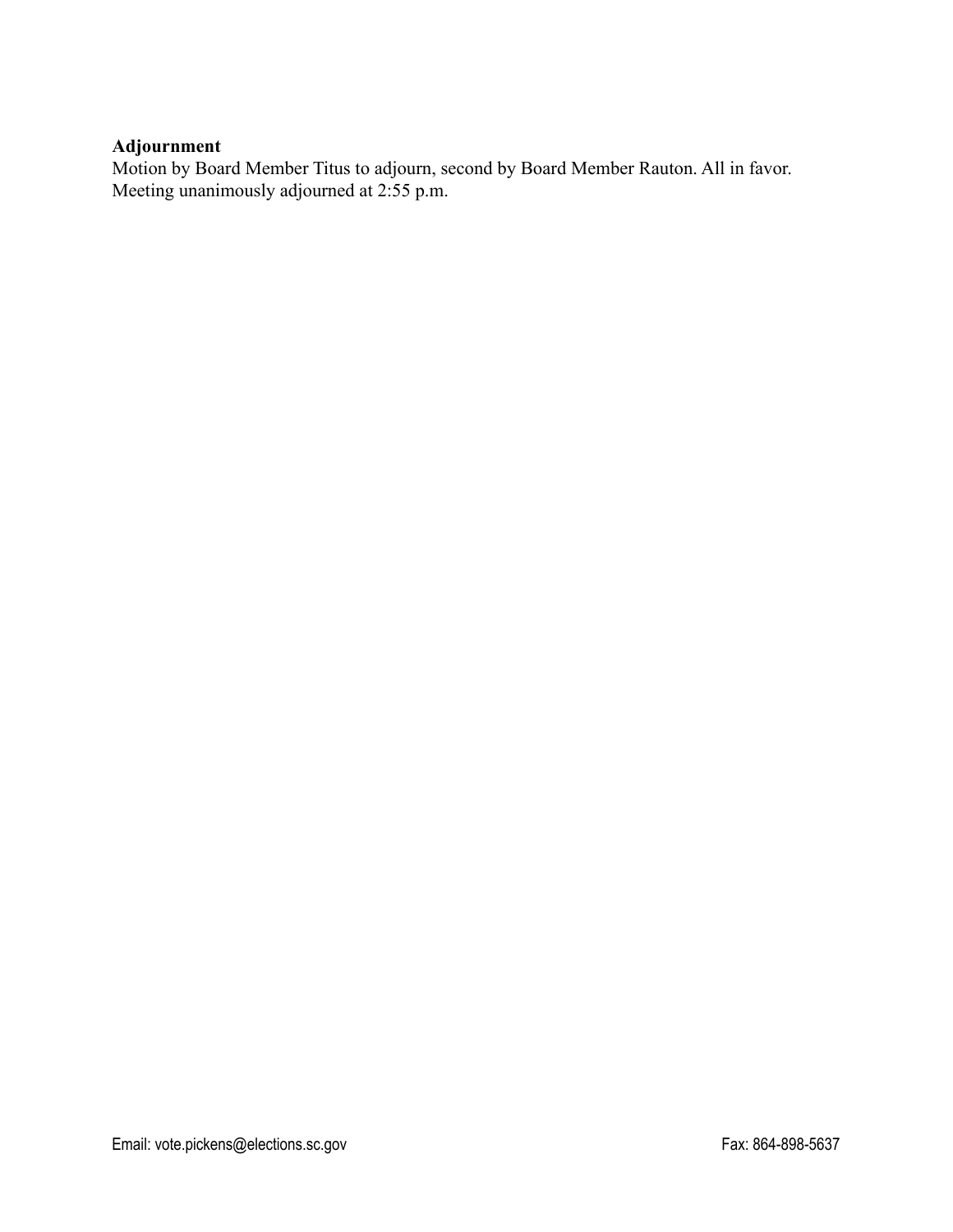**Adjournment**

Motion by Board Member Titus to adjourn, second by Board Member Rauton. All in favor. Meeting unanimously adjourned at 2:55 p.m.